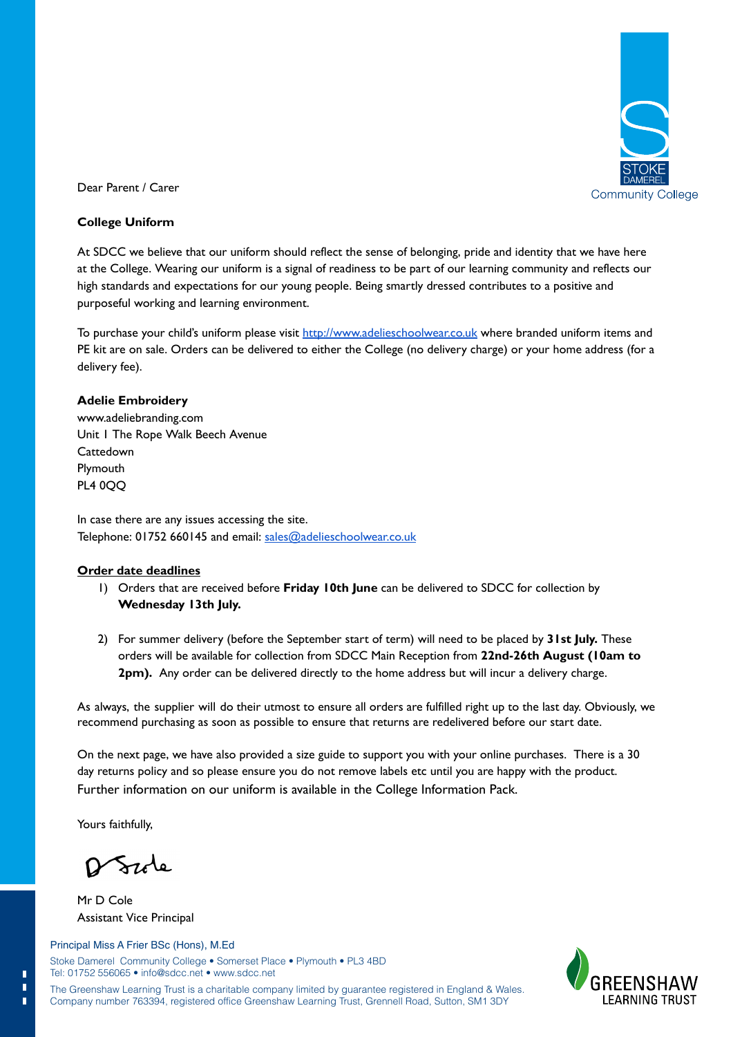Dear Parent / Carer

**College Uniform**

At SDCC we believe that our uniform should reflect the sense of belonging, pride and identity that we have here at the College. Wearing our uniform is a signal of readiness to be part of our learning community and reflects our high standards and expectations for our young people. Being smartly dressed contributes to a positive and purposeful working and learning environment.

To purchase your child's uniform please visit [http://www.adelieschoolwear.co.uk](http://www.adelieschoolwear.co.uk) where branded uniform items and PE kit are on sale. Orders can be delivered to either the College (no delivery charge) or your home address (for a delivery fee).

**Adelie Embroidery**
www.adeliebranding.com
Unit 1 The Rope Walk Beech Avenue
Cattedown
Plymouth
PL4 0QQ

In case there are any issues accessing the site.
Telephone: 01752 660145 and email: [sales@adelieschoolwear.co.uk](mailto:sales@adelieschoolwear.co.uk)

**Order date deadlines**

1) Orders that are received before **Friday 10th June** can be delivered to SDCC for collection by **Wednesday 13th July.**

2) For summer delivery (before the September start of term) will need to be placed by **31st July.** These orders will be available for collection from SDCC Main Reception from **22nd-26th August (10am to 2pm).** Any order can be delivered directly to the home address but will incur a delivery charge.

As always, the supplier will do their utmost to ensure all orders are fulfilled right up to the last day. Obviously, we recommend purchasing as soon as possible to ensure that returns are redelivered before our start date.

On the next page, we have also provided a size guide to support you with your online purchases. There is a 30 day returns policy and so please ensure you do not remove labels etc until you are happy with the product. Further information on our uniform is available in the College Information Pack.

Yours faithfully,

Mr D Cole
Assistant Vice Principal

Principal Miss A Frier BSc (Hons), M.Ed
Stoke Damerel Community College • Somerset Place • Plymouth • PL3 4BD
Tel: 01752 556065 • info@sdcc.net • www.sdcc.net
The Greenshaw Learning Trust is a charitable company limited by guarantee registered in England & Wales. Company number 763394, registered office Greenshaw Learning Trust, Grennell Road, Sutton, SM1 3DY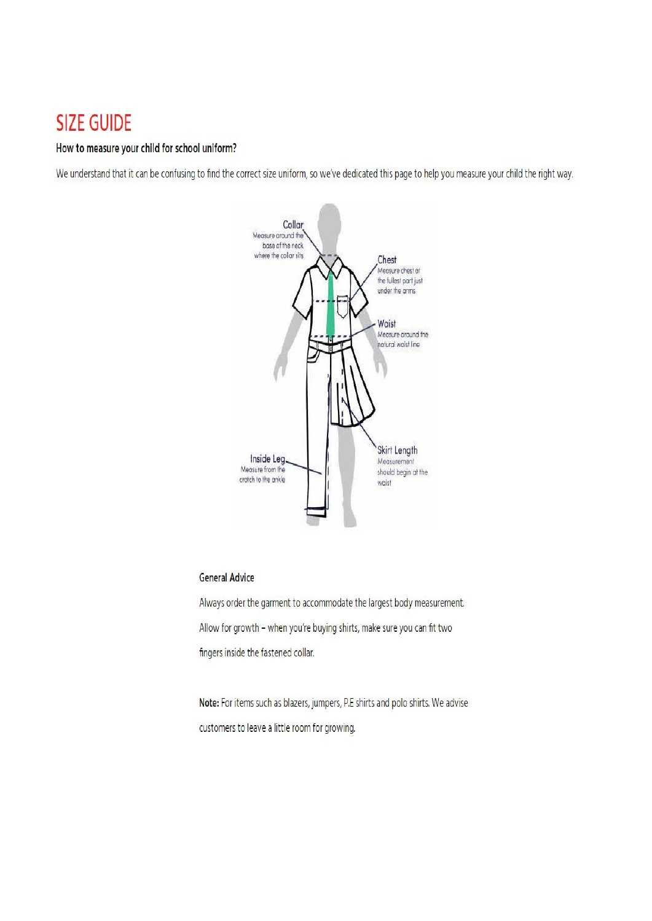# SIZE GUIDE

### How to measure your child for school uniform?

We understand that it can be confusing to find the correct size uniform, so we've dedicated this page to help you measure your child the right way.

Collar
Measure around the base of the neck where the collar sits

Chest
Measure chest at the fullest part just under the arms

Waist
Measure around the natural waist line

Skirt Length
Measurement should begin at the waist

Inside Leg
Measure from the crotch to the ankle

### General Advice

Always order the garment to accommodate the largest body measurement.

Allow for growth – when you're buying shirts, make sure you can fit two fingers inside the fastened collar.

**Note:** For items such as blazers, jumpers, P.E shirts and polo shirts. We advise customers to leave a little room for growing.